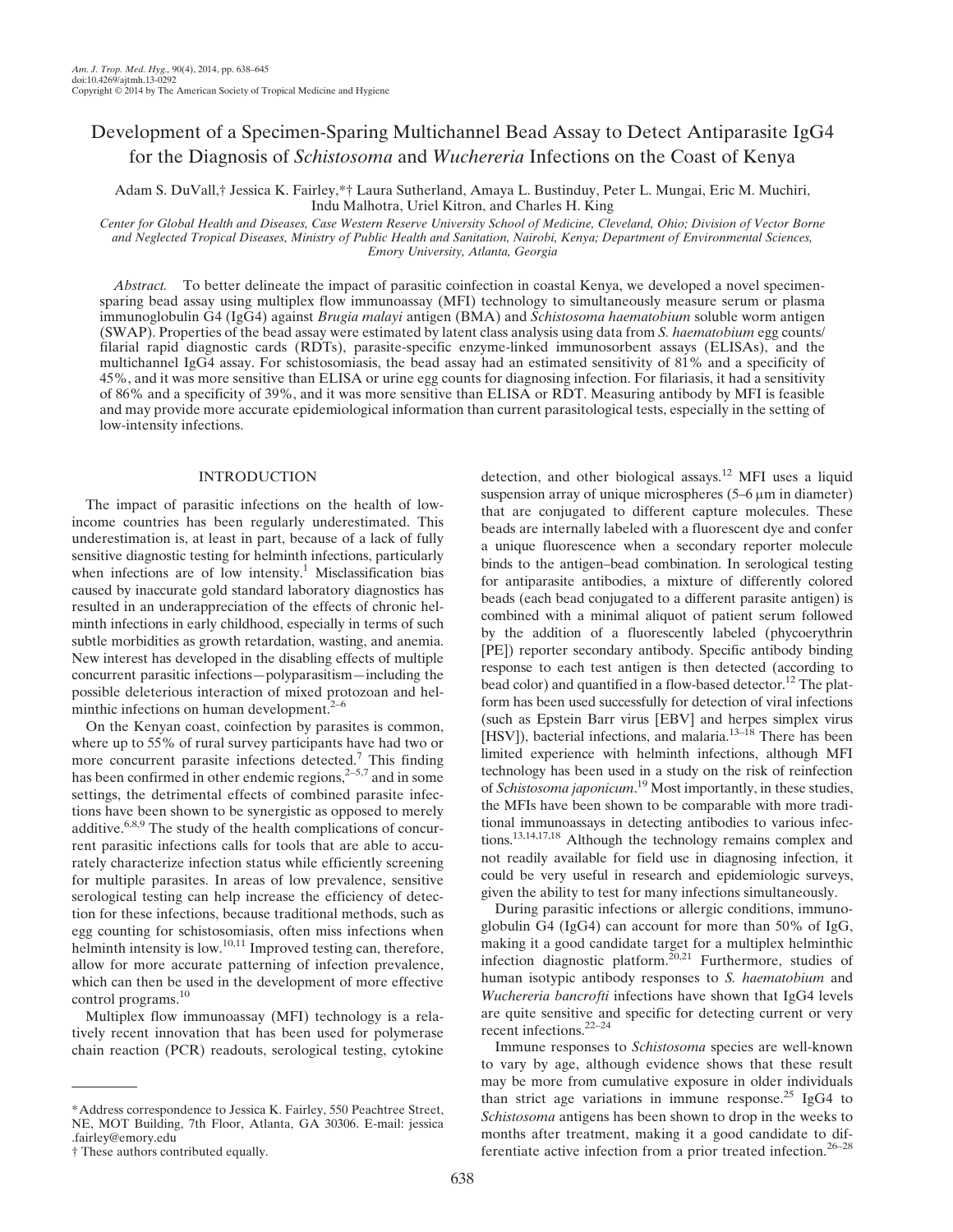# Development of a Specimen-Sparing Multichannel Bead Assay to Detect Antiparasite IgG4 for the Diagnosis of *Schistosoma* and *Wuchereria* Infections on the Coast of Kenya

Adam S. DuVall,† Jessica K. Fairley,*† Laura Sutherland, Amaya L. Bustinduy, Peter L. Mungai, Eric M. Muchiri, Indu Malhotra, Uriel Kitron, and Charles H. King

*Center for Global Health and Diseases, Case Western Reserve University School of Medicine, Cleveland, Ohio; Division of Vector Borne and Neglected Tropical Diseases, Ministry of Public Health and Sanitation, Nairobi, Kenya; Department of Environmental Sciences, Emory University, Atlanta, Georgia*

*Abstract.* To better delineate the impact of parasitic coinfection in coastal Kenya, we developed a novel specimen-sparing bead assay using multiplex flow immunoassay (MFI) technology to simultaneously measure serum or plasma immunoglobulin G4 (IgG4) against *Brugia malayi* antigen (BMA) and *Schistosoma haematobium* soluble worm antigen (SWAP). Properties of the bead assay were estimated by latent class analysis using data from *S. haematobium* egg counts/filarial rapid diagnostic cards (RDTs), parasite-specific enzyme-linked immunosorbent assays (ELISAs), and the multichannel IgG4 assay. For schistosomiasis, the bead assay had an estimated sensitivity of 81% and a specificity of 45%, and it was more sensitive than ELISA or urine egg counts for diagnosing infection. For filariasis, it had a sensitivity of 86% and a specificity of 39%, and it was more sensitive than ELISA or RDT. Measuring antibody by MFI is feasible and may provide more accurate epidemiological information than current parasitological tests, especially in the setting of low-intensity infections.

## INTRODUCTION

The impact of parasitic infections on the health of low-income countries has been regularly underestimated. This underestimation is, at least in part, because of a lack of fully sensitive diagnostic testing for helminth infections, particularly when infections are of low intensity.[1] Misclassification bias caused by inaccurate gold standard laboratory diagnostics has resulted in an underappreciation of the effects of chronic helminth infections in early childhood, especially in terms of such subtle morbidities as growth retardation, wasting, and anemia. New interest has developed in the disabling effects of multiple concurrent parasitic infections—polyparasitism—including the possible deleterious interaction of mixed protozoan and helminthic infections on human development.[2–6]

On the Kenyan coast, coinfection by parasites is common, where up to 55% of rural survey participants have had two or more concurrent parasite infections detected.[7] This finding has been confirmed in other endemic regions,[2–5,7] and in some settings, the detrimental effects of combined parasite infections have been shown to be synergistic as opposed to merely additive.[6,8,9] The study of the health complications of concurrent parasitic infections calls for tools that are able to accurately characterize infection status while efficiently screening for multiple parasites. In areas of low prevalence, sensitive serological testing can help increase the efficiency of detection for these infections, because traditional methods, such as egg counting for schistosomiasis, often miss infections when helminth intensity is low.[10,11] Improved testing can, therefore, allow for more accurate patterning of infection prevalence, which can then be used in the development of more effective control programs.[10]

Multiplex flow immunoassay (MFI) technology is a relatively recent innovation that has been used for polymerase chain reaction (PCR) readouts, serological testing, cytokine detection, and other biological assays.[12] MFI uses a liquid suspension array of unique microspheres (5–6 μm in diameter) that are conjugated to different capture molecules. These beads are internally labeled with a fluorescent dye and confer a unique fluorescence when a secondary reporter molecule binds to the antigen–bead combination. In serological testing for antiparasite antibodies, a mixture of differently colored beads (each bead conjugated to a different parasite antigen) is combined with a minimal aliquot of patient serum followed by the addition of a fluorescently labeled (phycoerythrin [PE]) reporter secondary antibody. Specific antibody binding response to each test antigen is then detected (according to bead color) and quantified in a flow-based detector.[12] The platform has been used successfully for detection of viral infections (such as Epstein Barr virus [EBV] and herpes simplex virus [HSV]), bacterial infections, and malaria.[13–18] There has been limited experience with helminth infections, although MFI technology has been used in a study on the risk of reinfection of *Schistosoma japonicum*.[19] Most importantly, in these studies, the MFIs have been shown to be comparable with more traditional immunoassays in detecting antibodies to various infections.[13,14,17,18] Although the technology remains complex and not readily available for field use in diagnosing infection, it could be very useful in research and epidemiologic surveys, given the ability to test for many infections simultaneously.

During parasitic infections or allergic conditions, immunoglobulin G4 (IgG4) can account for more than 50% of IgG, making it a good candidate target for a multiplex helminthic infection diagnostic platform.[20,21] Furthermore, studies of human isotypic antibody responses to *S. haematobium* and *Wuchereria bancrofti* infections have shown that IgG4 levels are quite sensitive and specific for detecting current or very recent infections.[22–24]

Immune responses to *Schistosoma* species are well-known to vary by age, although evidence shows that these result may be more from cumulative exposure in older individuals than strict age variations in immune response.[25] IgG4 to *Schistosoma* antigens has been shown to drop in the weeks to months after treatment, making it a good candidate to differentiate active infection from a prior treated infection.[26–28]

---

\*Address correspondence to Jessica K. Fairley, 550 Peachtree Street, NE, MOT Building, 7th Floor, Atlanta, GA 30306. E-mail: jessica.fairley@emory.edu

† These authors contributed equally.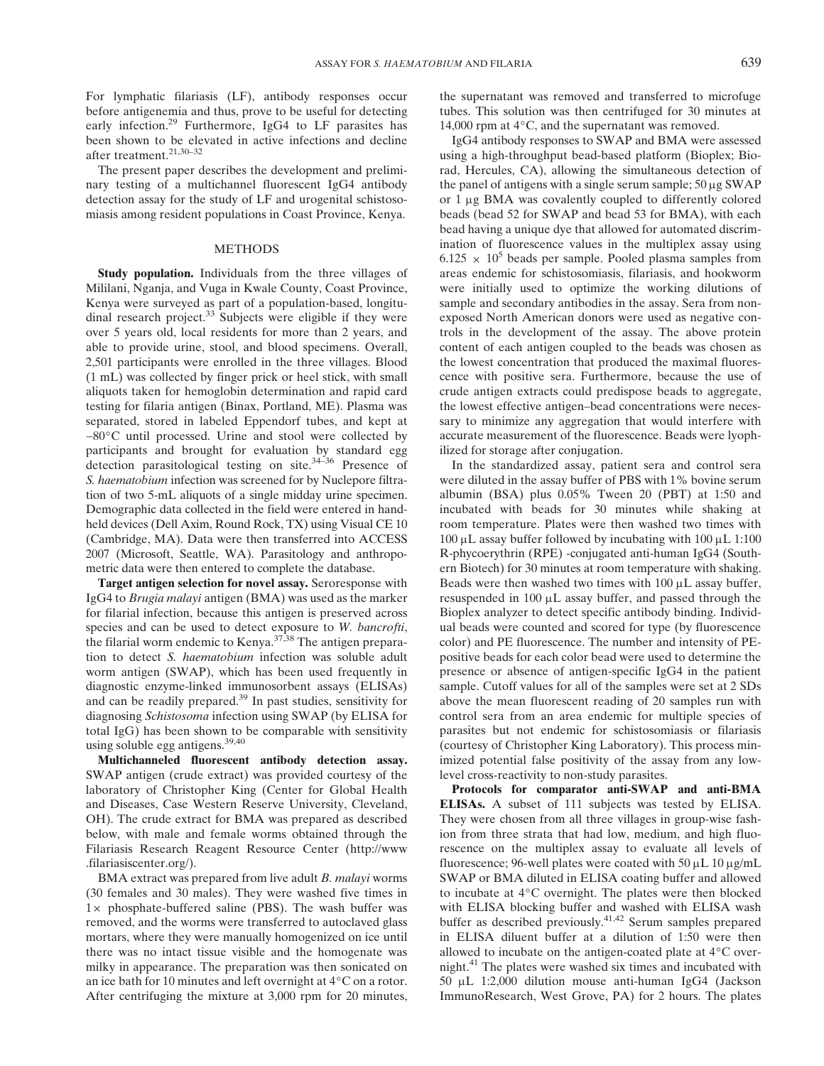For lymphatic filariasis (LF), antibody responses occur before antigenemia and thus, prove to be useful for detecting early infection.[29] Furthermore, IgG4 to LF parasites has been shown to be elevated in active infections and decline after treatment.[21,30–32]

The present paper describes the development and preliminary testing of a multichannel fluorescent IgG4 antibody detection assay for the study of LF and urogenital schistosomiasis among resident populations in Coast Province, Kenya.

## METHODS

**Study population.** Individuals from the three villages of Milalani, Nganja, and Vuga in Kwale County, Coast Province, Kenya were surveyed as part of a population-based, longitudinal research project.[33] Subjects were eligible if they were over 5 years old, local residents for more than 2 years, and able to provide urine, stool, and blood specimens. Overall, 2,501 participants were enrolled in the three villages. Blood (1 mL) was collected by finger prick or heel stick, with small aliquots taken for hemoglobin determination and rapid card testing for filaria antigen (Binax, Portland, ME). Plasma was separated, stored in labeled Eppendorf tubes, and kept at –80°C until processed. Urine and stool were collected by participants and brought for evaluation by standard egg detection parasitological testing on site.[34–36] Presence of *S. haematobium* infection was screened for by Nuclepore filtration of two 5-mL aliquots of a single midday urine specimen. Demographic data collected in the field were entered in handheld devices (Dell Axim, Round Rock, TX) using Visual CE 10 (Cambridge, MA). Data were then transferred into ACCESS 2007 (Microsoft, Seattle, WA). Parasitology and anthropometric data were then entered to complete the database.

**Target antigen selection for novel assay.** Seroresponse with IgG4 to *Brugia malayi* antigen (BMA) was used as the marker for filarial infection, because this antigen is preserved across species and can be used to detect exposure to *W. bancrofti*, the filarial worm endemic to Kenya.[37,38] The antigen preparation to detect *S. haematobium* infection was soluble adult worm antigen (SWAP), which has been used frequently in diagnostic enzyme-linked immunosorbent assays (ELISAs) and can be readily prepared.[39] In past studies, sensitivity for diagnosing *Schistosoma* infection using SWAP (by ELISA for total IgG) has been shown to be comparable with sensitivity using soluble egg antigens.[39,40]

**Multichanneled fluorescent antibody detection assay.** SWAP antigen (crude extract) was provided courtesy of the laboratory of Christopher King (Center for Global Health and Diseases, Case Western Reserve University, Cleveland, OH). The crude extract for BMA was prepared as described below, with male and female worms obtained through the Filariasis Research Reagent Resource Center (http://www.filariasiscenter.org/).

BMA extract was prepared from live adult *B. malayi* worms (30 females and 30 males). They were washed five times in 1× phosphate-buffered saline (PBS). The wash buffer was removed, and the worms were transferred to autoclaved glass mortars, where they were manually homogenized on ice until there was no intact tissue visible and the homogenate was milky in appearance. The preparation was then sonicated on an ice bath for 10 minutes and left overnight at 4°C on a rotor. After centrifuging the mixture at 3,000 rpm for 20 minutes, the supernatant was removed and transferred to microfuge tubes. This solution was then centrifuged for 30 minutes at 14,000 rpm at 4°C, and the supernatant was removed.

IgG4 antibody responses to SWAP and BMA were assessed using a high-throughput bead-based platform (Bioplex; Biorad, Hercules, CA), allowing the simultaneous detection of the panel of antigens with a single serum sample; 50 μg SWAP or 1 μg BMA was covalently coupled to differently colored beads (bead 52 for SWAP and bead 53 for BMA), with each bead having a unique dye that allowed for automated discrimination of fluorescence values in the multiplex assay using $6.125 \times 10^5$ beads per sample. Pooled plasma samples from areas endemic for schistosomiasis, filariasis, and hookworm were initially used to optimize the working dilutions of sample and secondary antibodies in the assay. Sera from non-exposed North American donors were used as negative controls in the development of the assay. The above protein content of each antigen coupled to the beads was chosen as the lowest concentration that produced the maximal fluorescence with positive sera. Furthermore, because the use of crude antigen extracts could predispose beads to aggregate, the lowest effective antigen–bead concentrations were necessary to minimize any aggregation that would interfere with accurate measurement of the fluorescence. Beads were lyophilized for storage after conjugation.

In the standardized assay, patient sera and control sera were diluted in the assay buffer of PBS with 1% bovine serum albumin (BSA) plus 0.05% Tween 20 (PBT) at 1:50 and incubated with beads for 30 minutes while shaking at room temperature. Plates were then washed two times with 100 μL assay buffer followed by incubating with 100 μL 1:100 R-phycoerythrin (RPE) -conjugated anti-human IgG4 (Southern Biotech) for 30 minutes at room temperature with shaking. Beads were then washed two times with 100 μL assay buffer, resuspended in 100 μL assay buffer, and passed through the Bioplex analyzer to detect specific antibody binding. Individual beads were counted and scored for type (by fluorescence color) and PE fluorescence. The number and intensity of PE-positive beads for each color bead were used to determine the presence or absence of antigen-specific IgG4 in the patient sample. Cutoff values for all of the samples were set at 2 SDs above the mean fluorescent reading of 20 samples run with control sera from an area endemic for multiple species of parasites but not endemic for schistosomiasis or filariasis (courtesy of Christopher King Laboratory). This process minimized potential false positivity of the assay from any low-level cross-reactivity to non-study parasites.

**Protocols for comparator anti-SWAP and anti-BMA ELISAs.** A subset of 111 subjects was tested by ELISA. They were chosen from all three villages in group-wise fashion from three strata that had low, medium, and high fluorescence on the multiplex assay to evaluate all levels of fluorescence; 96-well plates were coated with 50 μL 10 μg/mL SWAP or BMA diluted in ELISA coating buffer and allowed to incubate at 4°C overnight. The plates were then blocked with ELISA blocking buffer and washed with ELISA wash buffer as described previously.[41,42] Serum samples prepared in ELISA diluent buffer at a dilution of 1:50 were then allowed to incubate on the antigen-coated plate at 4°C overnight.[41] The plates were washed six times and incubated with 50 μL 1:2,000 dilution mouse anti-human IgG4 (Jackson ImmunoResearch, West Grove, PA) for 2 hours. The plates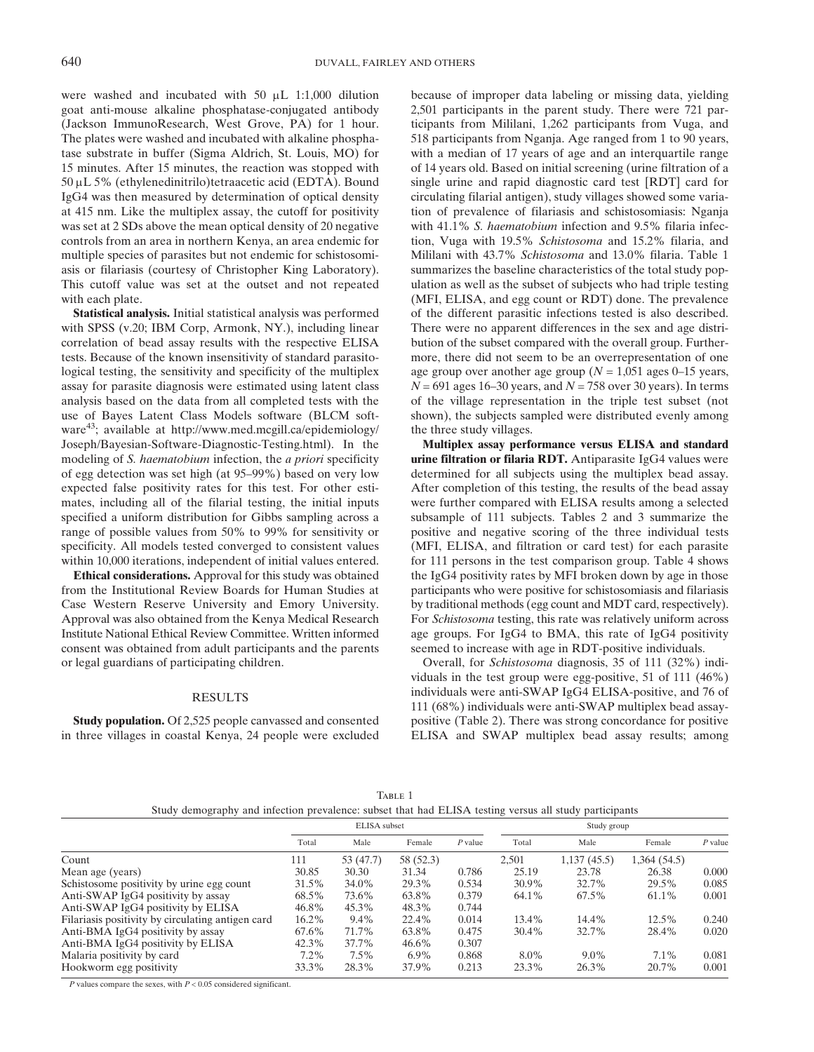were washed and incubated with 50 μL 1:1,000 dilution goat anti-mouse alkaline phosphatase-conjugated antibody (Jackson ImmunoResearch, West Grove, PA) for 1 hour. The plates were washed and incubated with alkaline phosphatase substrate in buffer (Sigma Aldrich, St. Louis, MO) for 15 minutes. After 15 minutes, the reaction was stopped with 50 μL 5% (ethylenedinitrilo)tetraacetic acid (EDTA). Bound IgG4 was then measured by determination of optical density at 415 nm. Like the multiplex assay, the cutoff for positivity was set at 2 SDs above the mean optical density of 20 negative controls from an area in northern Kenya, an area endemic for multiple species of parasites but not endemic for schistosomiasis or filariasis (courtesy of Christopher King Laboratory). This cutoff value was set at the outset and not repeated with each plate.

**Statistical analysis.** Initial statistical analysis was performed with SPSS (v.20; IBM Corp, Armonk, NY.), including linear correlation of bead assay results with the respective ELISA tests. Because of the known insensitivity of standard parasitological testing, the sensitivity and specificity of the multiplex assay for parasite diagnosis were estimated using latent class analysis based on the data from all completed tests with the use of Bayes Latent Class Models software (BLCM software[43]; available at http://www.med.mcgill.ca/epidemiology/Joseph/Bayesian-Software-Diagnostic-Testing.html). In the modeling of *S. haematobium* infection, the *a priori* specificity of egg detection was set high (at 95–99%) based on very low expected false positivity rates for this test. For other estimates, including all of the filarial testing, the initial inputs specified a uniform distribution for Gibbs sampling across a range of possible values from 50% to 99% for sensitivity or specificity. All models tested converged to consistent values within 10,000 iterations, independent of initial values entered.

**Ethical considerations.** Approval for this study was obtained from the Institutional Review Boards for Human Studies at Case Western Reserve University and Emory University. Approval was also obtained from the Kenya Medical Research Institute National Ethical Review Committee. Written informed consent was obtained from adult participants and the parents or legal guardians of participating children.

## RESULTS

**Study population.** Of 2,525 people canvassed and consented in three villages in coastal Kenya, 24 people were excluded because of improper data labeling or missing data, yielding 2,501 participants in the parent study. There were 721 participants from Mililani, 1,262 participants from Vuga, and 518 participants from Nganja. Age ranged from 1 to 90 years, with a median of 17 years of age and an interquartile range of 14 years old. Based on initial screening (urine filtration of a single urine and rapid diagnostic card test [RDT] card for circulating filarial antigen), study villages showed some variation of prevalence of filariasis and schistosomiasis: Nganja with 41.1% *S. haematobium* infection and 9.5% filaria infection, Vuga with 19.5% *Schistosoma* and 15.2% filaria, and Mililani with 43.7% *Schistosoma* and 13.0% filaria. Table 1 summarizes the baseline characteristics of the total study population as well as the subset of subjects who had triple testing (MFI, ELISA, and egg count or RDT) done. The prevalence of the different parasitic infections tested is also described. There were no apparent differences in the sex and age distribution of the subset compared with the overall group. Furthermore, there did not seem to be an overrepresentation of one age group over another age group ($N = 1,051$ ages 0–15 years, $N = 691$ ages 16–30 years, and $N = 758$ over 30 years). In terms of the village representation in the triple test subset (not shown), the subjects sampled were distributed evenly among the three study villages.

**Multiplex assay performance versus ELISA and standard urine filtration or filaria RDT.** Antiparasite IgG4 values were determined for all subjects using the multiplex bead assay. After completion of this testing, the results of the bead assay were further compared with ELISA results among a selected subsample of 111 subjects. Tables 2 and 3 summarize the positive and negative scoring of the three individual tests (MFI, ELISA, and filtration or card test) for each parasite for 111 persons in the test comparison group. Table 4 shows the IgG4 positivity rates by MFI broken down by age in those participants who were positive for schistosomiasis and filariasis by traditional methods (egg count and MDT card, respectively). For *Schistosoma* testing, this rate was relatively uniform across age groups. For IgG4 to BMA, this rate of IgG4 positivity seemed to increase with age in RDT-positive individuals.

Overall, for *Schistosoma* diagnosis, 35 of 111 (32%) individuals in the test group were egg-positive, 51 of 111 (46%) individuals were anti-SWAP IgG4 ELISA-positive, and 76 of 111 (68%) individuals were anti-SWAP multiplex bead assay-positive (Table 2). There was strong concordance for positive ELISA and SWAP multiplex bead assay results; among

Table 1
Study demography and infection prevalence: subset that had ELISA testing versus all study participants

| | ELISA subset | | | | Study group | | | |
|---|---|---|---|---|---|---|---|---|
| | Total | Male | Female | *P* value | Total | Male | Female | *P* value |
| Count | 111 | 53 (47.7) | 58 (52.3) | | 2,501 | 1,137 (45.5) | 1,364 (54.5) | |
| Mean age (years) | 30.85 | 30.30 | 31.34 | 0.786 | 25.19 | 23.78 | 26.38 | 0.000 |
| Schistosome positivity by urine egg count | 31.5% | 34.0% | 29.3% | 0.534 | 30.9% | 32.7% | 29.5% | 0.085 |
| Anti-SWAP IgG4 positivity by assay | 68.5% | 73.6% | 63.8% | 0.379 | 64.1% | 67.5% | 61.1% | 0.001 |
| Anti-SWAP IgG4 positivity by ELISA | 46.8% | 45.3% | 48.3% | 0.744 | | | | |
| Filariasis positivity by circulating antigen card | 16.2% | 9.4% | 22.4% | 0.014 | 13.4% | 14.4% | 12.5% | 0.240 |
| Anti-BMA IgG4 positivity by assay | 67.6% | 71.7% | 63.8% | 0.475 | 30.4% | 32.7% | 28.4% | 0.020 |
| Anti-BMA IgG4 positivity by ELISA | 42.3% | 37.7% | 46.6% | 0.307 | | | | |
| Malaria positivity by card | 7.2% | 7.5% | 6.9% | 0.868 | 8.0% | 9.0% | 7.1% | 0.081 |
| Hookworm egg positivity | 33.3% | 28.3% | 37.9% | 0.213 | 23.3% | 26.3% | 20.7% | 0.001 |

*P* values compare the sexes, with $P < 0.05$ considered significant.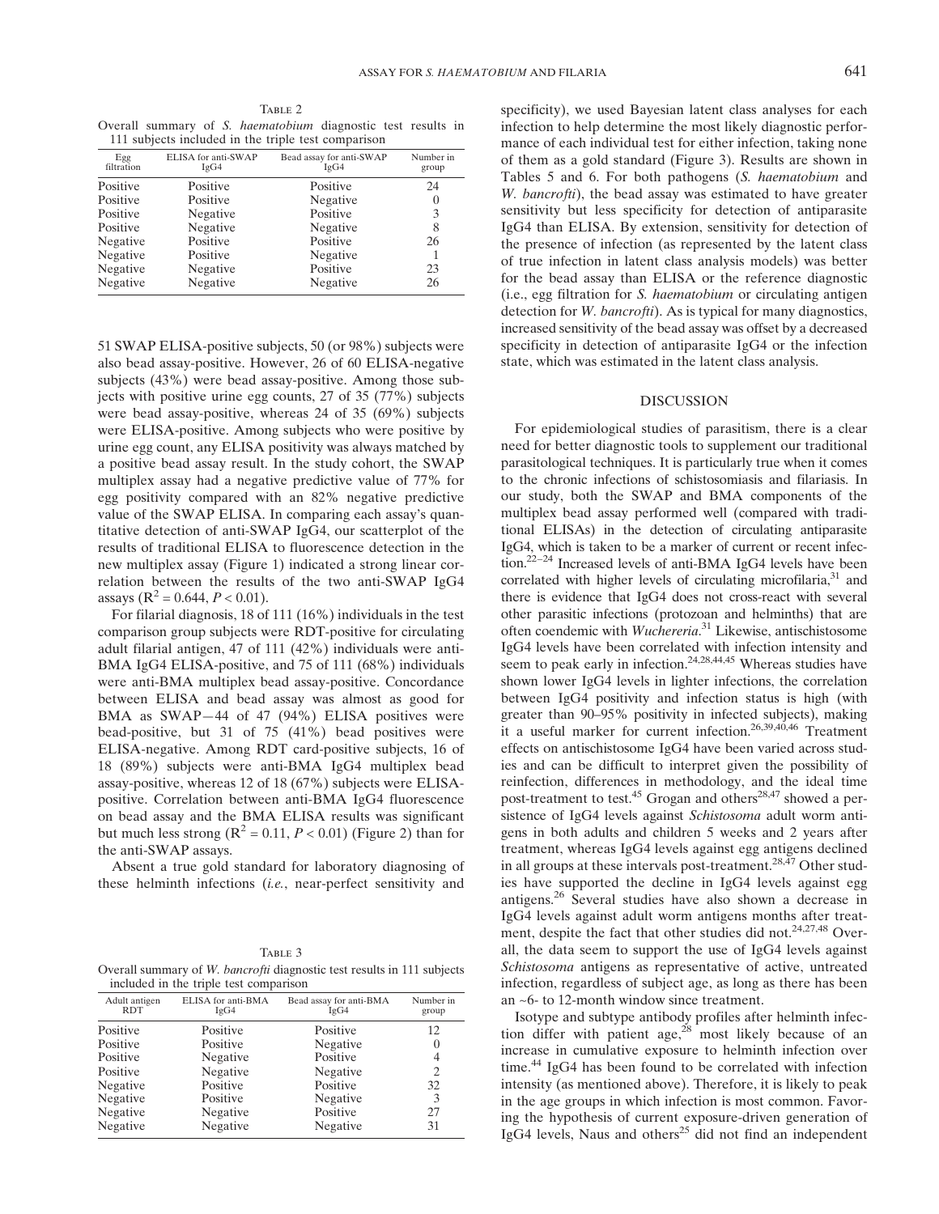Table 2

Overall summary of *S. haematobium* diagnostic test results in 111 subjects included in the triple test comparison

| Egg filtration | ELISA for anti-SWAP IgG4 | Bead assay for anti-SWAP IgG4 | Number in group |
|---|---|---|---|
| Positive | Positive | Positive | 24 |
| Positive | Positive | Negative | 0 |
| Positive | Negative | Positive | 3 |
| Positive | Negative | Negative | 8 |
| Negative | Positive | Positive | 26 |
| Negative | Positive | Negative | 1 |
| Negative | Negative | Positive | 23 |
| Negative | Negative | Negative | 26 |

51 SWAP ELISA-positive subjects, 50 (or 98%) subjects were also bead assay-positive. However, 26 of 60 ELISA-negative subjects (43%) were bead assay-positive. Among those subjects with positive urine egg counts, 27 of 35 (77%) subjects were bead assay-positive, whereas 24 of 35 (69%) subjects were ELISA-positive. Among subjects who were positive by urine egg count, any ELISA positivity was always matched by a positive bead assay result. In the study cohort, the SWAP multiplex assay had a negative predictive value of 77% for egg positivity compared with an 82% negative predictive value of the SWAP ELISA. In comparing each assay's quantitative detection of anti-SWAP IgG4, our scatterplot of the results of traditional ELISA to fluorescence detection in the new multiplex assay (Figure 1) indicated a strong linear correlation between the results of the two anti-SWAP IgG4 assays ($R^2 = 0.644$, $P < 0.01$).

For filarial diagnosis, 18 of 111 (16%) individuals in the test comparison group subjects were RDT-positive for circulating adult filarial antigen, 47 of 111 (42%) individuals were anti-BMA IgG4 ELISA-positive, and 75 of 111 (68%) individuals were anti-BMA multiplex bead assay-positive. Concordance between ELISA and bead assay was almost as good for BMA as SWAP—44 of 47 (94%) ELISA positives were bead-positive, but 31 of 75 (41%) bead positives were ELISA-negative. Among RDT card-positive subjects, 16 of 18 (89%) subjects were anti-BMA IgG4 multiplex bead assay-positive, whereas 12 of 18 (67%) subjects were ELISA-positive. Correlation between anti-BMA IgG4 fluorescence on bead assay and the BMA ELISA results was significant but much less strong ($R^2 = 0.11$, $P < 0.01$) (Figure 2) than for the anti-SWAP assays.

Absent a true gold standard for laboratory diagnosing of these helminth infections (*i.e.*, near-perfect sensitivity and specificity), we used Bayesian latent class analyses for each infection to help determine the most likely diagnostic performance of each individual test for either infection, taking none of them as a gold standard (Figure 3). Results are shown in Tables 5 and 6. For both pathogens (*S. haematobium* and *W. bancrofti*), the bead assay was estimated to have greater sensitivity but less specificity for detection of antiparasite IgG4 than ELISA. By extension, sensitivity for detection of the presence of infection (as represented by the latent class of true infection in latent class analysis models) was better for the bead assay than ELISA or the reference diagnostic (i.e., egg filtration for *S. haematobium* or circulating antigen detection for *W. bancrofti*). As is typical for many diagnostics, increased sensitivity of the bead assay was offset by a decreased specificity in detection of antiparasite IgG4 or the infection state, which was estimated in the latent class analysis.

Table 3

Overall summary of *W. bancrofti* diagnostic test results in 111 subjects included in the triple test comparison

| Adult antigen RDT | ELISA for anti-BMA IgG4 | Bead assay for anti-BMA IgG4 | Number in group |
|---|---|---|---|
| Positive | Positive | Positive | 12 |
| Positive | Positive | Negative | 0 |
| Positive | Negative | Positive | 4 |
| Positive | Negative | Negative | 2 |
| Negative | Positive | Positive | 32 |
| Negative | Positive | Negative | 3 |
| Negative | Negative | Positive | 27 |
| Negative | Negative | Negative | 31 |

## DISCUSSION

For epidemiological studies of parasitism, there is a clear need for better diagnostic tools to supplement our traditional parasitological techniques. It is particularly true when it comes to the chronic infections of schistosomiasis and filariasis. In our study, both the SWAP and BMA components of the multiplex bead assay performed well (compared with traditional ELISAs) in the detection of circulating antiparasite IgG4, which is taken to be a marker of current or recent infection.[22–24] Increased levels of anti-BMA IgG4 levels have been correlated with higher levels of circulating microfilaria,[31] and there is evidence that IgG4 does not cross-react with several other parasitic infections (protozoan and helminths) that are often coendemic with *Wuchereria*.[31] Likewise, antischistosome IgG4 levels have been correlated with infection intensity and seem to peak early in infection.[24,28,44,45] Whereas studies have shown lower IgG4 levels in lighter infections, the correlation between IgG4 positivity and infection status is high (with greater than 90–95% positivity in infected subjects), making it a useful marker for current infection.[26,39,40,46] Treatment effects on antischistosome IgG4 have been varied across studies and can be difficult to interpret given the possibility of reinfection, differences in methodology, and the ideal time post-treatment to test.[45] Grogan and others[28,47] showed a persistence of IgG4 levels against *Schistosoma* adult worm antigens in both adults and children 5 weeks and 2 years after treatment, whereas IgG4 levels against egg antigens declined in all groups at these intervals post-treatment.[28,47] Other studies have supported the decline in IgG4 levels against egg antigens.[26] Several studies have also shown a decrease in IgG4 levels against adult worm antigens months after treatment, despite the fact that other studies did not.[24,27,48] Overall, the data seem to support the use of IgG4 levels against *Schistosoma* antigens as representative of active, untreated infection, regardless of subject age, as long as there has been an ~6- to 12-month window since treatment.

Isotype and subtype antibody profiles after helminth infection differ with patient age,[28] most likely because of an increase in cumulative exposure to helminth infection over time.[44] IgG4 has been found to be correlated with infection intensity (as mentioned above). Therefore, it is likely to peak in the age groups in which infection is most common. Favoring the hypothesis of current exposure-driven generation of IgG4 levels, Naus and others[25] did not find an independent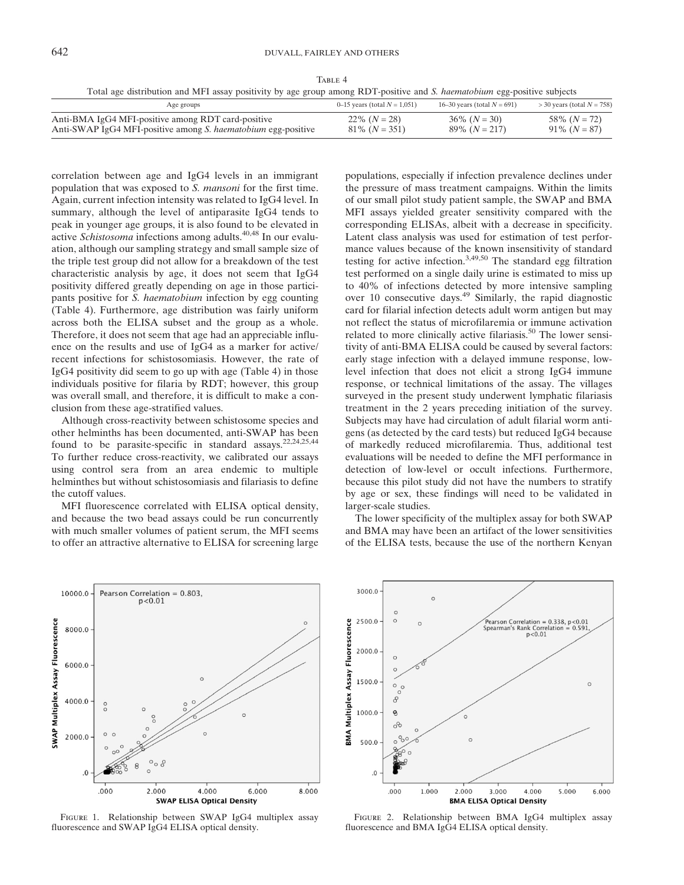Table 4

Total age distribution and MFI assay positivity by age group among RDT-positive and *S. haematobium* egg-positive subjects

| Age groups | 0–15 years (total $N$ = 1,051) | 16–30 years (total $N$ = 691) | > 30 years (total $N$ = 758) |
|---|---|---|---|
| Anti-BMA IgG4 MFI-positive among RDT card-positive | 22% ($N$ = 28) | 36% ($N$ = 30) | 58% ($N$ = 72) |
| Anti-SWAP IgG4 MFI-positive among *S. haematobium* egg-positive | 81% ($N$ = 351) | 89% ($N$ = 217) | 91% ($N$ = 87) |

correlation between age and IgG4 levels in an immigrant population that was exposed to *S. mansoni* for the first time. Again, current infection intensity was related to IgG4 level. In summary, although the level of antiparasite IgG4 tends to peak in younger age groups, it is also found to be elevated in active *Schistosoma* infections among adults.[40,48] In our evaluation, although our sampling strategy and small sample size of the triple test group did not allow for a breakdown of the test characteristic analysis by age, it does not seem that IgG4 positivity differed greatly depending on age in those participants positive for *S. haematobium* infection by egg counting (Table 4). Furthermore, age distribution was fairly uniform across both the ELISA subset and the group as a whole. Therefore, it does not seem that age had an appreciable influence on the results and use of IgG4 as a marker for active/recent infections for schistosomiasis. However, the rate of IgG4 positivity did seem to go up with age (Table 4) in those individuals positive for filaria by RDT; however, this group was overall small, and therefore, it is difficult to make a conclusion from these age-stratified values.

Although cross-reactivity between schistosome species and other helminths has been documented, anti-SWAP has been found to be parasite-specific in standard assays.[22,24,25,44] To further reduce cross-reactivity, we calibrated our assays using control sera from an area endemic to multiple helminthes but without schistosomiasis and filariasis to define the cutoff values.

MFI fluorescence correlated with ELISA optical density, and because the two bead assays could be run concurrently with much smaller volumes of patient serum, the MFI seems to offer an attractive alternative to ELISA for screening large populations, especially if infection prevalence declines under the pressure of mass treatment campaigns. Within the limits of our small pilot study patient sample, the SWAP and BMA MFI assays yielded greater sensitivity compared with the corresponding ELISAs, albeit with a decrease in specificity. Latent class analysis was used for estimation of test performance values because of the known insensitivity of standard testing for active infection.[3,49,50] The standard egg filtration test performed on a single daily urine is estimated to miss up to 40% of infections detected by more intensive sampling over 10 consecutive days.[49] Similarly, the rapid diagnostic card for filarial infection detects adult worm antigen but may not reflect the status of microfilaremia or immune activation related to more clinically active filariasis.[50] The lower sensitivity of anti-BMA ELISA could be caused by several factors: early stage infection with a delayed immune response, low-level infection that does not elicit a strong IgG4 immune response, or technical limitations of the assay. The villages surveyed in the present study underwent lymphatic filariasis treatment in the 2 years preceding initiation of the survey. Subjects may have had circulation of adult filarial worm antigens (as detected by the card tests) but reduced IgG4 because of markedly reduced microfilaremia. Thus, additional test evaluations will be needed to define the MFI performance in detection of low-level or occult infections. Furthermore, because this pilot study did not have the numbers to stratify by age or sex, these findings will need to be validated in larger-scale studies.

The lower specificity of the multiplex assay for both SWAP and BMA may have been an artifact of the lower sensitivities of the ELISA tests, because the use of the northern Kenyan

Figure 1. Relationship between SWAP IgG4 multiplex assay fluorescence and SWAP IgG4 ELISA optical density.

Figure 2. Relationship between BMA IgG4 multiplex assay fluorescence and BMA IgG4 ELISA optical density.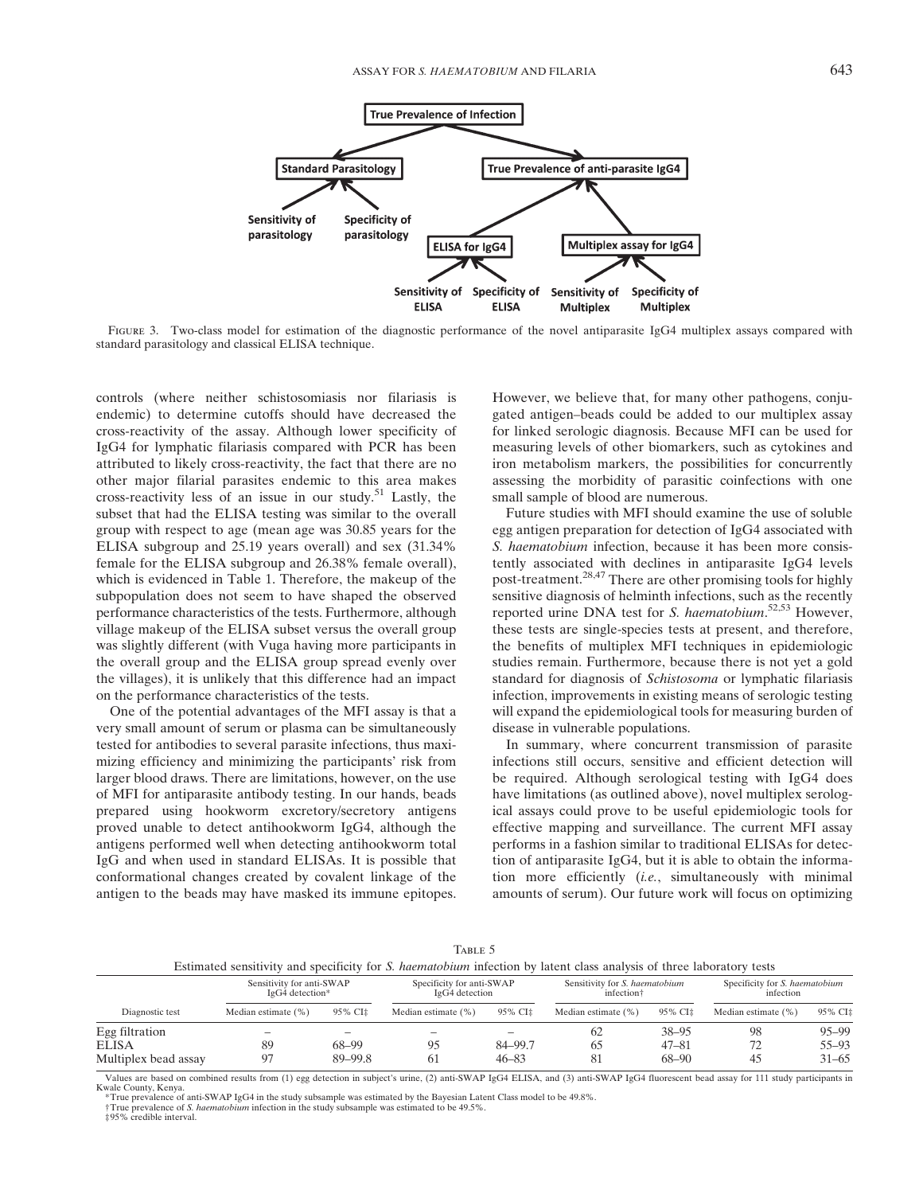FIGURE 3. Two-class model for estimation of the diagnostic performance of the novel antiparasite IgG4 multiplex assays compared with standard parasitology and classical ELISA technique.

controls (where neither schistosomiasis nor filariasis is endemic) to determine cutoffs should have decreased the cross-reactivity of the assay. Although lower specificity of IgG4 for lymphatic filariasis compared with PCR has been attributed to likely cross-reactivity, the fact that there are no other major filarial parasites endemic to this area makes cross-reactivity less of an issue in our study.[51] Lastly, the subset that had the ELISA testing was similar to the overall group with respect to age (mean age was 30.85 years for the ELISA subgroup and 25.19 years overall) and sex (31.34% female for the ELISA subgroup and 26.38% female overall), which is evidenced in Table 1. Therefore, the makeup of the subpopulation does not seem to have shaped the observed performance characteristics of the tests. Furthermore, although village makeup of the ELISA subset versus the overall group was slightly different (with Vuga having more participants in the overall group and the ELISA group spread evenly over the villages), it is unlikely that this difference had an impact on the performance characteristics of the tests.

One of the potential advantages of the MFI assay is that a very small amount of serum or plasma can be simultaneously tested for antibodies to several parasite infections, thus maximizing efficiency and minimizing the participants' risk from larger blood draws. There are limitations, however, on the use of MFI for antiparasite antibody testing. In our hands, beads prepared using hookworm excretory/secretory antigens proved unable to detect antihookworm IgG4, although the antigens performed well when detecting antihookworm total IgG and when used in standard ELISAs. It is possible that conformational changes created by covalent linkage of the antigen to the beads may have masked its immune epitopes. However, we believe that, for many other pathogens, conjugated antigen–beads could be added to our multiplex assay for linked serologic diagnosis. Because MFI can be used for measuring levels of other biomarkers, such as cytokines and iron metabolism markers, the possibilities for concurrently assessing the morbidity of parasitic coinfections with one small sample of blood are numerous.

Future studies with MFI should examine the use of soluble egg antigen preparation for detection of IgG4 associated with *S. haematobium* infection, because it has been more consistently associated with declines in antiparasite IgG4 levels post-treatment.[28,47] There are other promising tools for highly sensitive diagnosis of helminth infections, such as the recently reported urine DNA test for *S. haematobium*.[52,53] However, these tests are single-species tests at present, and therefore, the benefits of multiplex MFI techniques in epidemiologic studies remain. Furthermore, because there is not yet a gold standard for diagnosis of *Schistosoma* or lymphatic filariasis infection, improvements in existing means of serologic testing will expand the epidemiological tools for measuring burden of disease in vulnerable populations.

In summary, where concurrent transmission of parasite infections still occurs, sensitive and efficient detection will be required. Although serological testing with IgG4 does have limitations (as outlined above), novel multiplex serological assays could prove to be useful epidemiologic tools for effective mapping and surveillance. The current MFI assay performs in a fashion similar to traditional ELISAs for detection of antiparasite IgG4, but it is able to obtain the information more efficiently (*i.e.*, simultaneously with minimal amounts of serum). Our future work will focus on optimizing

TABLE 5
Estimated sensitivity and specificity for *S. haematobium* infection by latent class analysis of three laboratory tests

| Diagnostic test | Sensitivity for anti-SWAP IgG4 detection* | | Specificity for anti-SWAP IgG4 detection | | Sensitivity for *S. haematobium* infection† | | Specificity for *S. haematobium* infection | |
|---|---|---|---|---|---|---|---|---|
| | Median estimate (%) | 95% CI‡ | Median estimate (%) | 95% CI‡ | Median estimate (%) | 95% CI‡ | Median estimate (%) | 95% CI‡ |
| Egg filtration | – | – | – | – | 62 | 38–95 | 98 | 95–99 |
| ELISA | 89 | 68–99 | 95 | 84–99.7 | 65 | 47–81 | 72 | 55–93 |
| Multiplex bead assay | 97 | 89–99.8 | 61 | 46–83 | 81 | 68–90 | 45 | 31–65 |

Values are based on combined results from (1) egg detection in subject's urine, (2) anti-SWAP IgG4 ELISA, and (3) anti-SWAP IgG4 fluorescent bead assay for 111 study participants in Kwale County, Kenya.
*True prevalence of anti-SWAP IgG4 in the study subsample was estimated by the Bayesian Latent Class model to be 49.8%.
†True prevalence of *S. haematobium* infection in the study subsample was estimated to be 49.5%.
‡95% credible interval.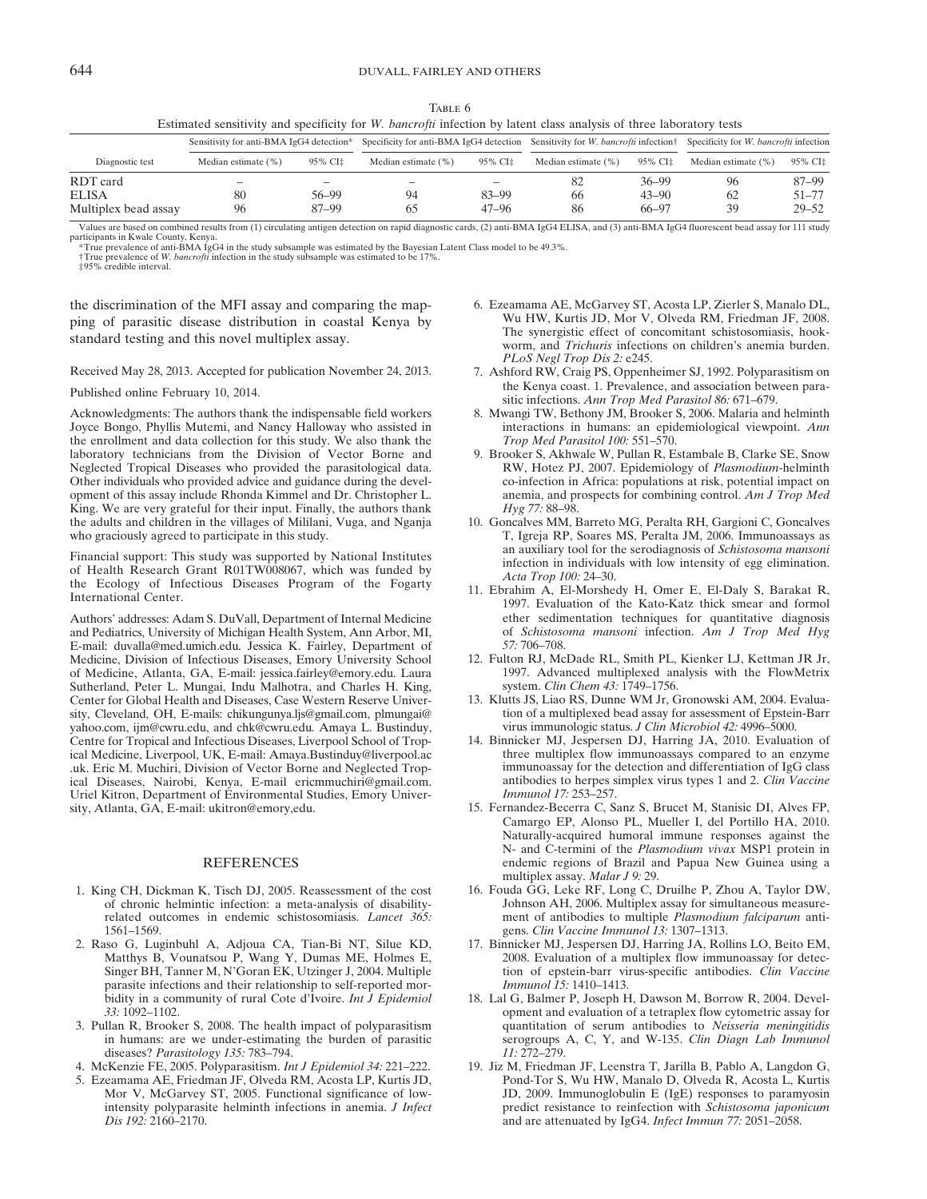Table 6

Estimated sensitivity and specificity for *W. bancrofti* infection by latent class analysis of three laboratory tests

| Diagnostic test | Sensitivity for anti-BMA IgG4 detection* | | Specificity for anti-BMA IgG4 detection | | Sensitivity for *W. bancrofti* infection† | | Specificity for *W. bancrofti* infection | |
|---|---|---|---|---|---|---|---|---|
| | Median estimate (%) | 95% CI‡ | Median estimate (%) | 95% CI‡ | Median estimate (%) | 95% CI‡ | Median estimate (%) | 95% CI‡ |
| RDT card | – | – | – | – | 82 | 36–99 | 96 | 87–99 |
| ELISA | 80 | 56–99 | 94 | 83–99 | 66 | 43–90 | 62 | 51–77 |
| Multiplex bead assay | 96 | 87–99 | 65 | 47–96 | 86 | 66–97 | 39 | 29–52 |

Values are based on combined results from (1) circulating antigen detection on rapid diagnostic cards, (2) anti-BMA IgG4 ELISA, and (3) anti-BMA IgG4 fluorescent bead assay for 111 study participants in Kwale County, Kenya.

*True prevalence of anti-BMA IgG4 in the study subsample was estimated by the Bayesian Latent Class model to be 49.3%.

†True prevalence of *W. bancrofti* infection in the study subsample was estimated to be 17%.

‡95% credible interval.

the discrimination of the MFI assay and comparing the mapping of parasitic disease distribution in coastal Kenya by standard testing and this novel multiplex assay.

Received May 28, 2013. Accepted for publication November 24, 2013.

Published online February 10, 2014.

Acknowledgments: The authors thank the indispensable field workers Joyce Bongo, Phyllis Mutemi, and Nancy Halloway who assisted in the enrollment and data collection for this study. We also thank the laboratory technicians from the Division of Vector Borne and Neglected Tropical Diseases who provided the parasitological data. Other individuals who provided advice and guidance during the development of this assay include Rhonda Kimmel and Dr. Christopher L. King. We are very grateful for their input. Finally, the authors thank the adults and children in the villages of Milalani, Vuga, and Nganja who graciously agreed to participate in this study.

Financial support: This study was supported by National Institutes of Health Research Grant R01TW008067, which was funded by the Ecology of Infectious Diseases Program of the Fogarty International Center.

Authors' addresses: Adam S. DuVall, Department of Internal Medicine and Pediatrics, University of Michigan Health System, Ann Arbor, MI, E-mail: duvalla@med.umich.edu. Jessica K. Fairley, Department of Medicine, Division of Infectious Diseases, Emory University School of Medicine, Atlanta, GA, E-mail: jessica.fairley@emory.edu. Laura Sutherland, Peter L. Mungai, Indu Malhotra, and Charles H. King, Center for Global Health and Diseases, Case Western Reserve University, Cleveland, OH, E-mails: chikungunya.ljs@gmail.com, plmungai@yahoo.com, ijm@cwru.edu, and chk@cwru.edu. Amaya L. Bustinduy, Centre for Tropical and Infectious Diseases, Liverpool School of Tropical Medicine, Liverpool, UK, E-mail: Amaya.Bustinduy@liverpool.ac.uk. Eric M. Muchiri, Division of Vector Borne and Neglected Tropical Diseases, Nairobi, Kenya, E-mail ericmmuchiri@gmail.com. Uriel Kitron, Department of Environmental Studies, Emory University, Atlanta, GA, E-mail: ukitron@emory,edu.

## REFERENCES

1. King CH, Dickman K, Tisch DJ, 2005. Reassessment of the cost of chronic helmintic infection: a meta-analysis of disability-related outcomes in endemic schistosomiasis. *Lancet 365:* 1561–1569.
2. Raso G, Luginbuhl A, Adjoua CA, Tian-Bi NT, Silue KD, Matthys B, Vounatsou P, Wang Y, Dumas ME, Holmes E, Singer BH, Tanner M, N'Goran EK, Utzinger J, 2004. Multiple parasite infections and their relationship to self-reported morbidity in a community of rural Cote d'Ivoire. *Int J Epidemiol 33:* 1092–1102.
3. Pullan R, Brooker S, 2008. The health impact of polyparasitism in humans: are we under-estimating the burden of parasitic diseases? *Parasitology 135:* 783–794.
4. McKenzie FE, 2005. Polyparasitism. *Int J Epidemiol 34:* 221–222.
5. Ezeamama AE, Friedman JF, Olveda RM, Acosta LP, Kurtis JD, Mor V, McGarvey ST, 2005. Functional significance of low-intensity polyparasite helminth infections in anemia. *J Infect Dis 192:* 2160–2170.
6. Ezeamama AE, McGarvey ST, Acosta LP, Zierler S, Manalo DL, Wu HW, Kurtis JD, Mor V, Olveda RM, Friedman JF, 2008. The synergistic effect of concomitant schistosomiasis, hookworm, and *Trichuris* infections on children's anemia burden. *PLoS Negl Trop Dis 2:* e245.
7. Ashford RW, Craig PS, Oppenheimer SJ, 1992. Polyparasitism on the Kenya coast. 1. Prevalence, and association between parasitic infections. *Ann Trop Med Parasitol 86:* 671–679.
8. Mwangi TW, Bethony JM, Brooker S, 2006. Malaria and helminth interactions in humans: an epidemiological viewpoint. *Ann Trop Med Parasitol 100:* 551–570.
9. Brooker S, Akhwale W, Pullan R, Estambale B, Clarke SE, Snow RW, Hotez PJ, 2007. Epidemiology of *Plasmodium*-helminth co-infection in Africa: populations at risk, potential impact on anemia, and prospects for combining control. *Am J Trop Med Hyg 77:* 88–98.
10. Goncalves MM, Barreto MG, Peralta RH, Gargioni C, Goncalves T, Igreja RP, Soares MS, Peralta JM, 2006. Immunoassays as an auxiliary tool for the serodiagnosis of *Schistosoma mansoni* infection in individuals with low intensity of egg elimination. *Acta Trop 100:* 24–30.
11. Ebrahim A, El-Morshedy H, Omer E, El-Daly S, Barakat R, 1997. Evaluation of the Kato-Katz thick smear and formol ether sedimentation techniques for quantitative diagnosis of *Schistosoma mansoni* infection. *Am J Trop Med Hyg 57:* 706–708.
12. Fulton RJ, McDade RL, Smith PL, Kienker LJ, Kettman JR Jr, 1997. Advanced multiplexed analysis with the FlowMetrix system. *Clin Chem 43:* 1749–1756.
13. Klutts JS, Liao RS, Dunne WM Jr, Gronowski AM, 2004. Evaluation of a multiplexed bead assay for assessment of Epstein-Barr virus immunologic status. *J Clin Microbiol 42:* 4996–5000.
14. Binnicker MJ, Jespersen DJ, Harring JA, 2010. Evaluation of three multiplex flow immunoassays compared to an enzyme immunoassay for the detection and differentiation of IgG class antibodies to herpes simplex virus types 1 and 2. *Clin Vaccine Immunol 17:* 253–257.
15. Fernandez-Becerra C, Sanz S, Brucet M, Stanisic DI, Alves FP, Camargo EP, Alonso PL, Mueller I, del Portillo HA, 2010. Naturally-acquired humoral immune responses against the N- and C-termini of the *Plasmodium vivax* MSP1 protein in endemic regions of Brazil and Papua New Guinea using a multiplex assay. *Malar J 9:* 29.
16. Fouda GG, Leke RF, Long C, Druilhe P, Zhou A, Taylor DW, Johnson AH, 2006. Multiplex assay for simultaneous measurement of antibodies to multiple *Plasmodium falciparum* antigens. *Clin Vaccine Immunol 13:* 1307–1313.
17. Binnicker MJ, Jespersen DJ, Harring JA, Rollins LO, Beito EM, 2008. Evaluation of a multiplex flow immunoassay for detection of epstein-barr virus-specific antibodies. *Clin Vaccine Immunol 15:* 1410–1413.
18. Lal G, Balmer P, Joseph H, Dawson M, Borrow R, 2004. Development and evaluation of a tetraplex flow cytometric assay for quantitation of serum antibodies to *Neisseria meningitidis* serogroups A, C, Y, and W-135. *Clin Diagn Lab Immunol 11:* 272–279.
19. Jiz M, Friedman JF, Leenstra T, Jarilla B, Pablo A, Langdon G, Pond-Tor S, Wu HW, Manalo D, Olveda R, Acosta L, Kurtis JD, 2009. Immunoglobulin E (IgE) responses to paramyosin predict resistance to reinfection with *Schistosoma japonicum* and are attenuated by IgG4. *Infect Immun 77:* 2051–2058.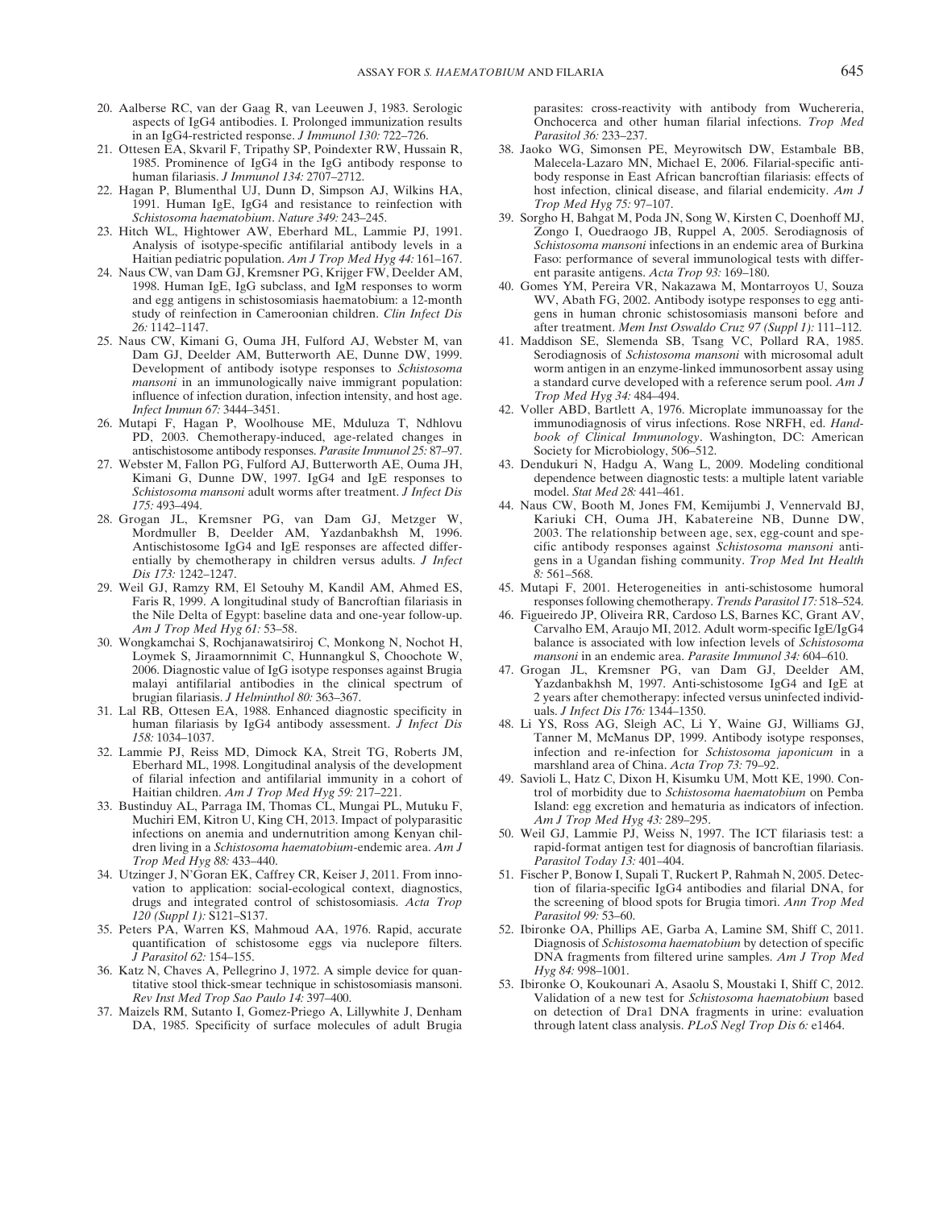20. Aalberse RC, van der Gaag R, van Leeuwen J, 1983. Serologic aspects of IgG4 antibodies. I. Prolonged immunization results in an IgG4-restricted response. *J Immunol 130:* 722–726.
21. Ottesen EA, Skvaril F, Tripathy SP, Poindexter RW, Hussain R, 1985. Prominence of IgG4 in the IgG antibody response to human filariasis. *J Immunol 134:* 2707–2712.
22. Hagan P, Blumenthal UJ, Dunn D, Simpson AJ, Wilkins HA, 1991. Human IgE, IgG4 and resistance to reinfection with *Schistosoma haematobium*. *Nature 349:* 243–245.
23. Hitch WL, Hightower AW, Eberhard ML, Lammie PJ, 1991. Analysis of isotype-specific antifilarial antibody levels in a Haitian pediatric population. *Am J Trop Med Hyg 44:* 161–167.
24. Naus CW, van Dam GJ, Kremsner PG, Krijger FW, Deelder AM, 1998. Human IgE, IgG subclass, and IgM responses to worm and egg antigens in schistosomiasis haematobium: a 12-month study of reinfection in Cameroonian children. *Clin Infect Dis 26:* 1142–1147.
25. Naus CW, Kimani G, Ouma JH, Fulford AJ, Webster M, van Dam GJ, Deelder AM, Butterworth AE, Dunne DW, 1999. Development of antibody isotype responses to *Schistosoma mansoni* in an immunologically naive immigrant population: influence of infection duration, infection intensity, and host age. *Infect Immun 67:* 3444–3451.
26. Mutapi F, Hagan P, Woolhouse ME, Mduluza T, Ndhlovu PD, 2003. Chemotherapy-induced, age-related changes in antischistosome antibody responses. *Parasite Immunol 25:* 87–97.
27. Webster M, Fallon PG, Fulford AJ, Butterworth AE, Ouma JH, Kimani G, Dunne DW, 1997. IgG4 and IgE responses to *Schistosoma mansoni* adult worms after treatment. *J Infect Dis 175:* 493–494.
28. Grogan JL, Kremsner PG, van Dam GJ, Metzger W, Mordmuller B, Deelder AM, Yazdanbakhsh M, 1996. Antischistosome IgG4 and IgE responses are affected differentially by chemotherapy in children versus adults. *J Infect Dis 173:* 1242–1247.
29. Weil GJ, Ramzy RM, El Setouhy M, Kandil AM, Ahmed ES, Faris R, 1999. A longitudinal study of Bancroftian filariasis in the Nile Delta of Egypt: baseline data and one-year follow-up. *Am J Trop Med Hyg 61:* 53–58.
30. Wongkamchai S, Rochjanawatsiriroj C, Monkong N, Nochot H, Loymek S, Jiraamornnimit C, Hunnangkul S, Choochote W, 2006. Diagnostic value of IgG isotype responses against Brugia malayi antifilarial antibodies in the clinical spectrum of brugian filariasis. *J Helminthol 80:* 363–367.
31. Lal RB, Ottesen EA, 1988. Enhanced diagnostic specificity in human filariasis by IgG4 antibody assessment. *J Infect Dis 158:* 1034–1037.
32. Lammie PJ, Reiss MD, Dimock KA, Streit TG, Roberts JM, Eberhard ML, 1998. Longitudinal analysis of the development of filarial infection and antifilarial immunity in a cohort of Haitian children. *Am J Trop Med Hyg 59:* 217–221.
33. Bustinduy AL, Parraga IM, Thomas CL, Mungai PL, Mutuku F, Muchiri EM, Kitron U, King CH, 2013. Impact of polyparasitic infections on anemia and undernutrition among Kenyan children living in a *Schistosoma haematobium*-endemic area. *Am J Trop Med Hyg 88:* 433–440.
34. Utzinger J, N'Goran EK, Caffrey CR, Keiser J, 2011. From innovation to application: social-ecological context, diagnostics, drugs and integrated control of schistosomiasis. *Acta Trop 120 (Suppl 1):* S121–S137.
35. Peters PA, Warren KS, Mahmoud AA, 1976. Rapid, accurate quantification of schistosome eggs via nuclepore filters. *J Parasitol 62:* 154–155.
36. Katz N, Chaves A, Pellegrino J, 1972. A simple device for quantitative stool thick-smear technique in schistosomiasis mansoni. *Rev Inst Med Trop Sao Paulo 14:* 397–400.
37. Maizels RM, Sutanto I, Gomez-Priego A, Lillywhite J, Denham DA, 1985. Specificity of surface molecules of adult Brugia parasites: cross-reactivity with antibody from Wuchereria, Onchocerca and other human filarial infections. *Trop Med Parasitol 36:* 233–237.
38. Jaoko WG, Simonsen PE, Meyrowitsch DW, Estambale BB, Malecela-Lazaro MN, Michael E, 2006. Filarial-specific antibody response in East African bancroftian filariasis: effects of host infection, clinical disease, and filarial endemicity. *Am J Trop Med Hyg 75:* 97–107.
39. Sorgho H, Bahgat M, Poda JN, Song W, Kirsten C, Doenhoff MJ, Zongo I, Ouedraogo JB, Ruppel A, 2005. Serodiagnosis of *Schistosoma mansoni* infections in an endemic area of Burkina Faso: performance of several immunological tests with different parasite antigens. *Acta Trop 93:* 169–180.
40. Gomes YM, Pereira VR, Nakazawa M, Montarroyos U, Souza WV, Abath FG, 2002. Antibody isotype responses to egg antigens in human chronic schistosomiasis mansoni before and after treatment. *Mem Inst Oswaldo Cruz 97 (Suppl 1):* 111–112.
41. Maddison SE, Slemenda SB, Tsang VC, Pollard RA, 1985. Serodiagnosis of *Schistosoma mansoni* with microsomal adult worm antigen in an enzyme-linked immunosorbent assay using a standard curve developed with a reference serum pool. *Am J Trop Med Hyg 34:* 484–494.
42. Voller ABD, Bartlett A, 1976. Microplate immunoassay for the immunodiagnosis of virus infections. Rose NRFH, ed. *Handbook of Clinical Immunology*. Washington, DC: American Society for Microbiology, 506–512.
43. Dendukuri N, Hadgu A, Wang L, 2009. Modeling conditional dependence between diagnostic tests: a multiple latent variable model. *Stat Med 28:* 441–461.
44. Naus CW, Booth M, Jones FM, Kemijumbi J, Vennervald BJ, Kariuki CH, Ouma JH, Kabatereine NB, Dunne DW, 2003. The relationship between age, sex, egg-count and specific antibody responses against *Schistosoma mansoni* antigens in a Ugandan fishing community. *Trop Med Int Health 8:* 561–568.
45. Mutapi F, 2001. Heterogeneities in anti-schistosome humoral responses following chemotherapy. *Trends Parasitol 17:* 518–524.
46. Figueiredo JP, Oliveira RR, Cardoso LS, Barnes KC, Grant AV, Carvalho EM, Araujo MI, 2012. Adult worm-specific IgE/IgG4 balance is associated with low infection levels of *Schistosoma mansoni* in an endemic area. *Parasite Immunol 34:* 604–610.
47. Grogan JL, Kremsner PG, van Dam GJ, Deelder AM, Yazdanbakhsh M, 1997. Anti-schistosome IgG4 and IgE at 2 years after chemotherapy: infected versus uninfected individuals. *J Infect Dis 176:* 1344–1350.
48. Li YS, Ross AG, Sleigh AC, Li Y, Waine GJ, Williams GJ, Tanner M, McManus DP, 1999. Antibody isotype responses, infection and re-infection for *Schistosoma japonicum* in a marshland area of China. *Acta Trop 73:* 79–92.
49. Savioli L, Hatz C, Dixon H, Kisumku UM, Mott KE, 1990. Control of morbidity due to *Schistosoma haematobium* on Pemba Island: egg excretion and hematuria as indicators of infection. *Am J Trop Med Hyg 43:* 289–295.
50. Weil GJ, Lammie PJ, Weiss N, 1997. The ICT filariasis test: a rapid-format antigen test for diagnosis of bancroftian filariasis. *Parasitol Today 13:* 401–404.
51. Fischer P, Bonow I, Supali T, Ruckert P, Rahmah N, 2005. Detection of filaria-specific IgG4 antibodies and filarial DNA, for the screening of blood spots for Brugia timori. *Ann Trop Med Parasitol 99:* 53–60.
52. Ibironke OA, Phillips AE, Garba A, Lamine SM, Shiff C, 2011. Diagnosis of *Schistosoma haematobium* by detection of specific DNA fragments from filtered urine samples. *Am J Trop Med Hyg 84:* 998–1001.
53. Ibironke O, Koukounari A, Asaolu S, Moustaki I, Shiff C, 2012. Validation of a new test for *Schistosoma haematobium* based on detection of Dra1 DNA fragments in urine: evaluation through latent class analysis. *PLoS Negl Trop Dis 6:* e1464.